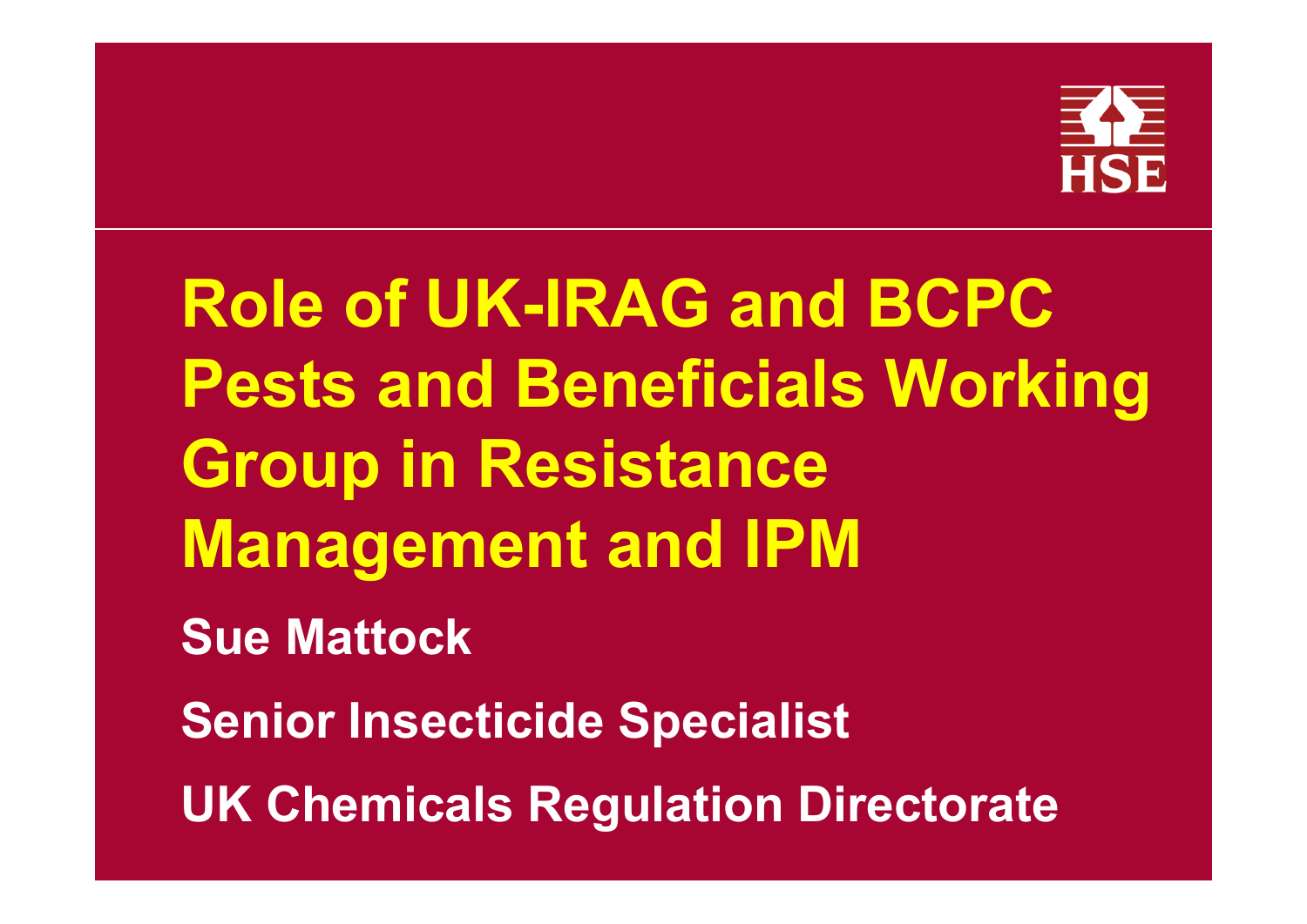# Role of UK-IRAG and BCPC Pests and Beneficials Working Group in Resistance Management and IPM

**Sue Mattock**

**Senior Insecticide Specialist**

**UK Chemicals Regulation Directorate**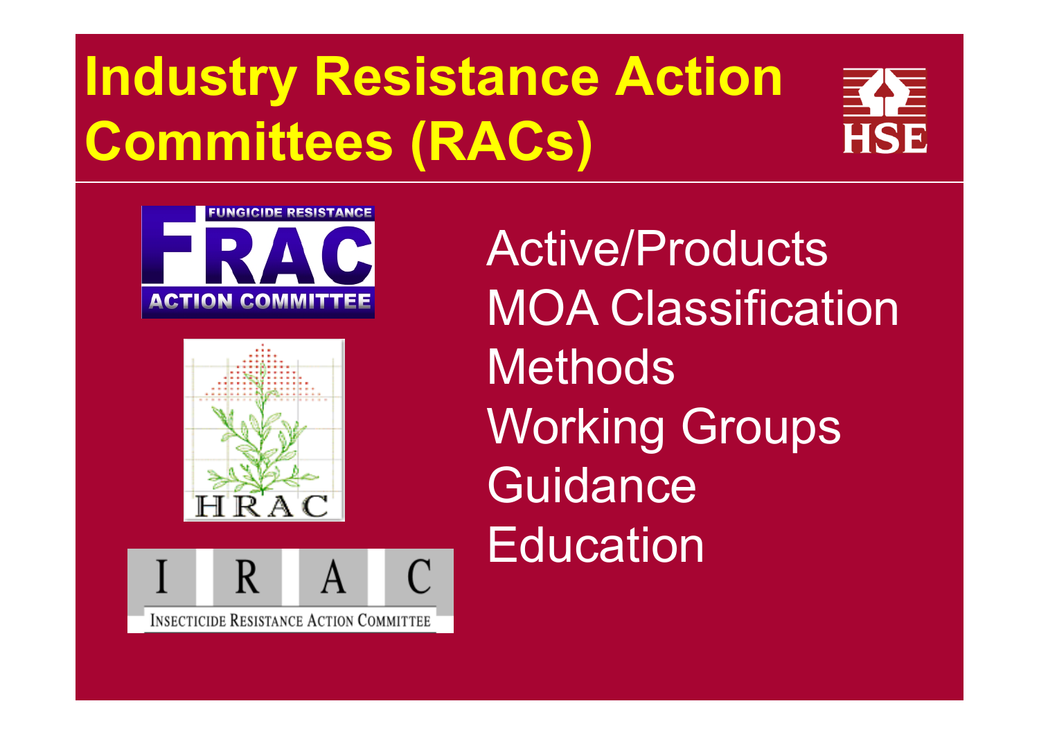# Industry Resistance Action Committees (RACs)

FRAC – Fungicide Resistance Action Committee

HRAC

IRAC – Insecticide Resistance Action Committee

- Active/Products
- MOA Classification
- Methods
- Working Groups
- Guidance
- Education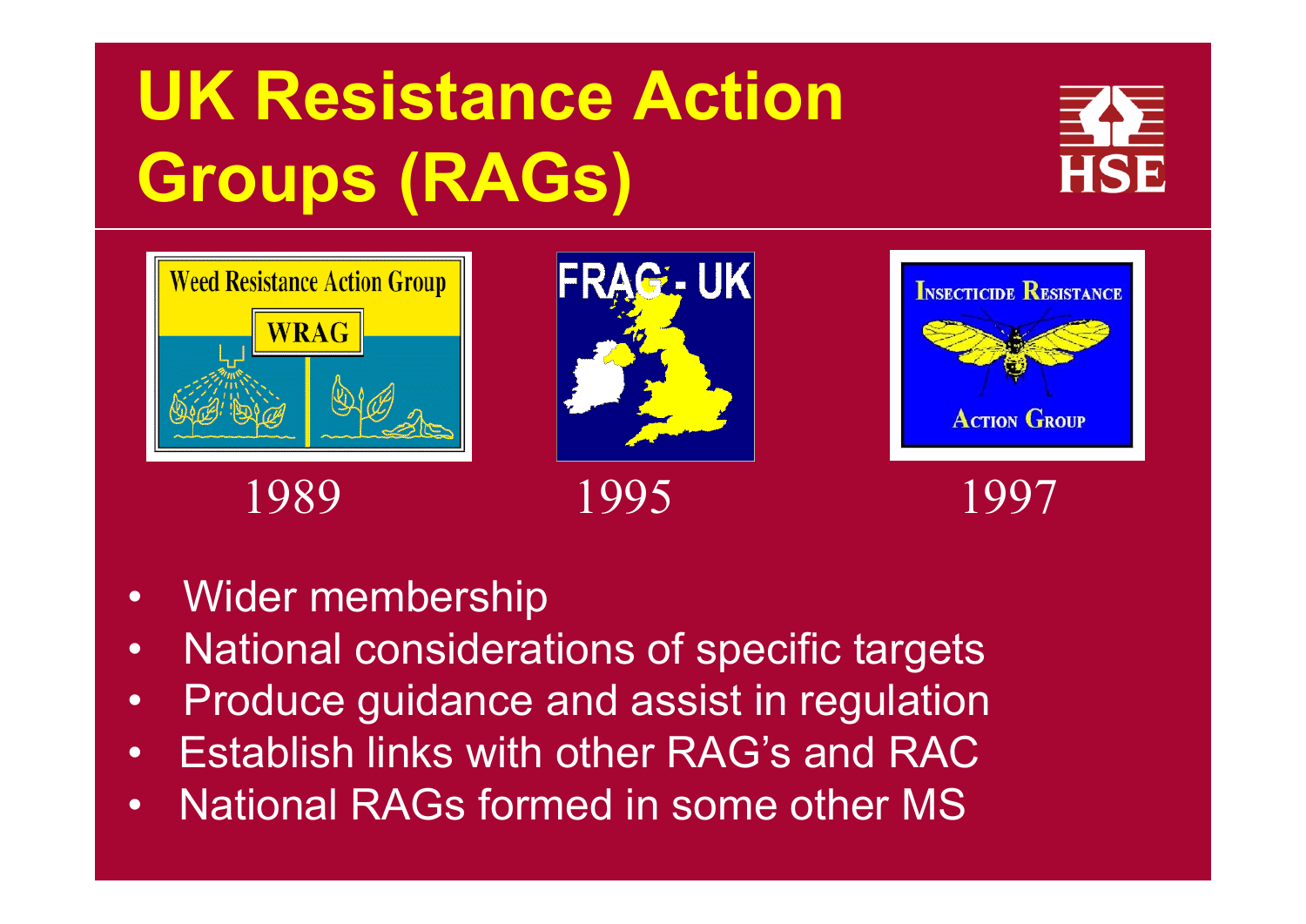# UK Resistance Action Groups (RAGs)

Weed Resistance Action Group WRAG — 1989

FRAG - UK — 1995

Insecticide Resistance Action Group — 1997

- Wider membership
- National considerations of specific targets
- Produce guidance and assist in regulation
- Establish links with other RAG's and RAC
- National RAGs formed in some other MS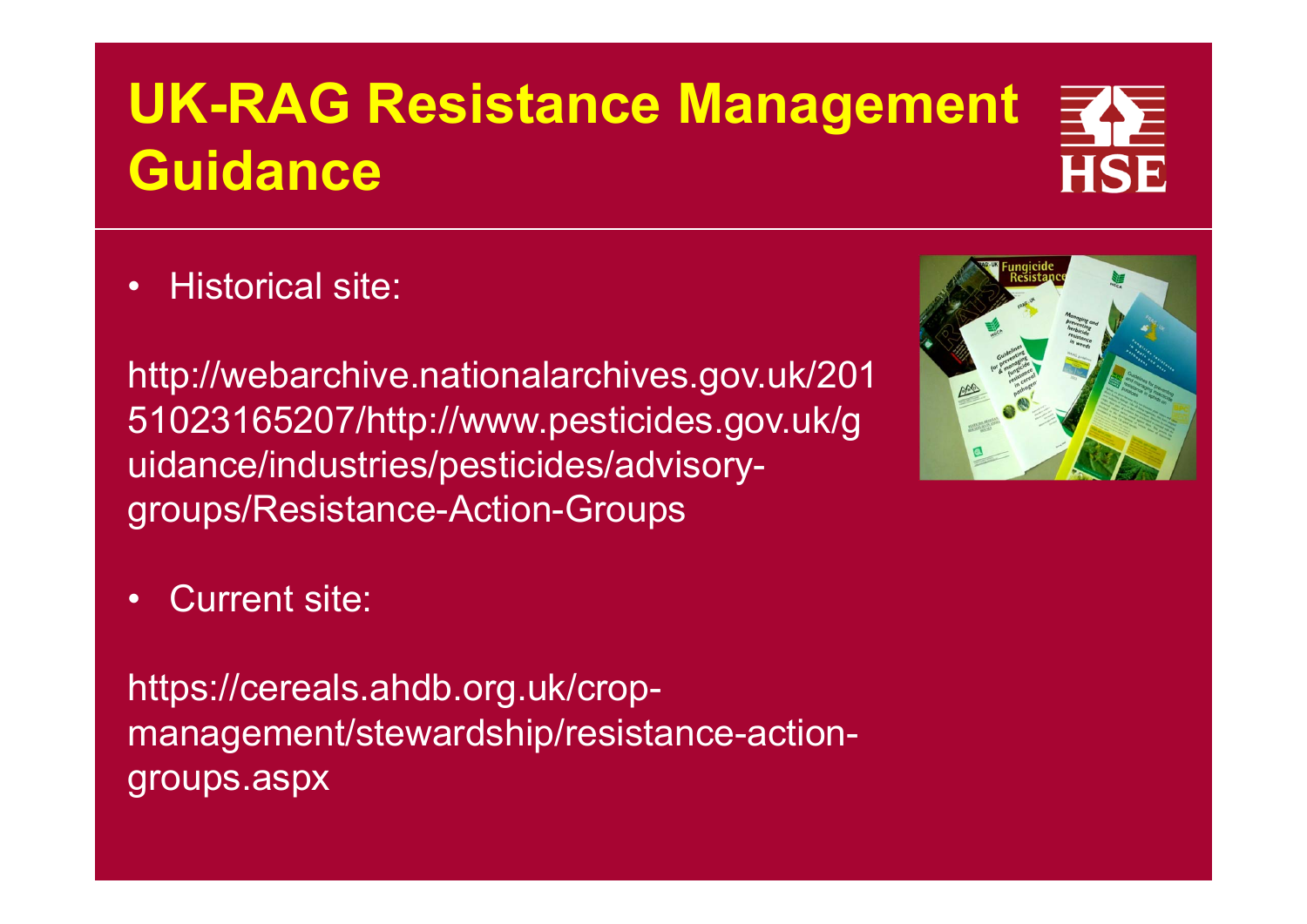# UK-RAG Resistance Management Guidance

- Historical site:

http://webarchive.nationalarchives.gov.uk/20151023165207/http://www.pesticides.gov.uk/guidance/industries/pesticides/advisory-groups/Resistance-Action-Groups

- Current site:

https://cereals.ahdb.org.uk/crop-management/stewardship/resistance-action-groups.aspx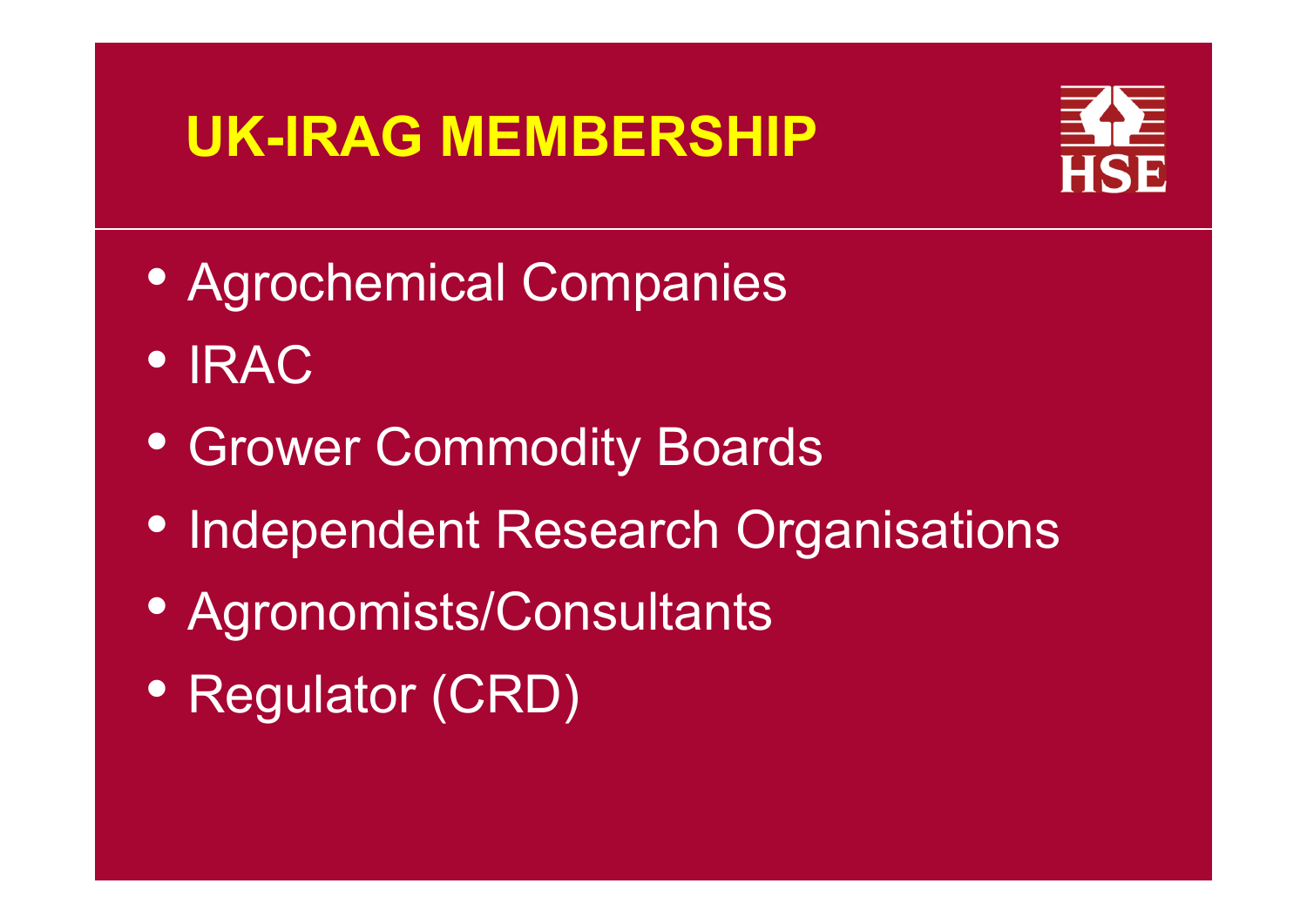# UK-IRAG MEMBERSHIP

- Agrochemical Companies
- IRAC
- Grower Commodity Boards
- Independent Research Organisations
- Agronomists/Consultants
- Regulator (CRD)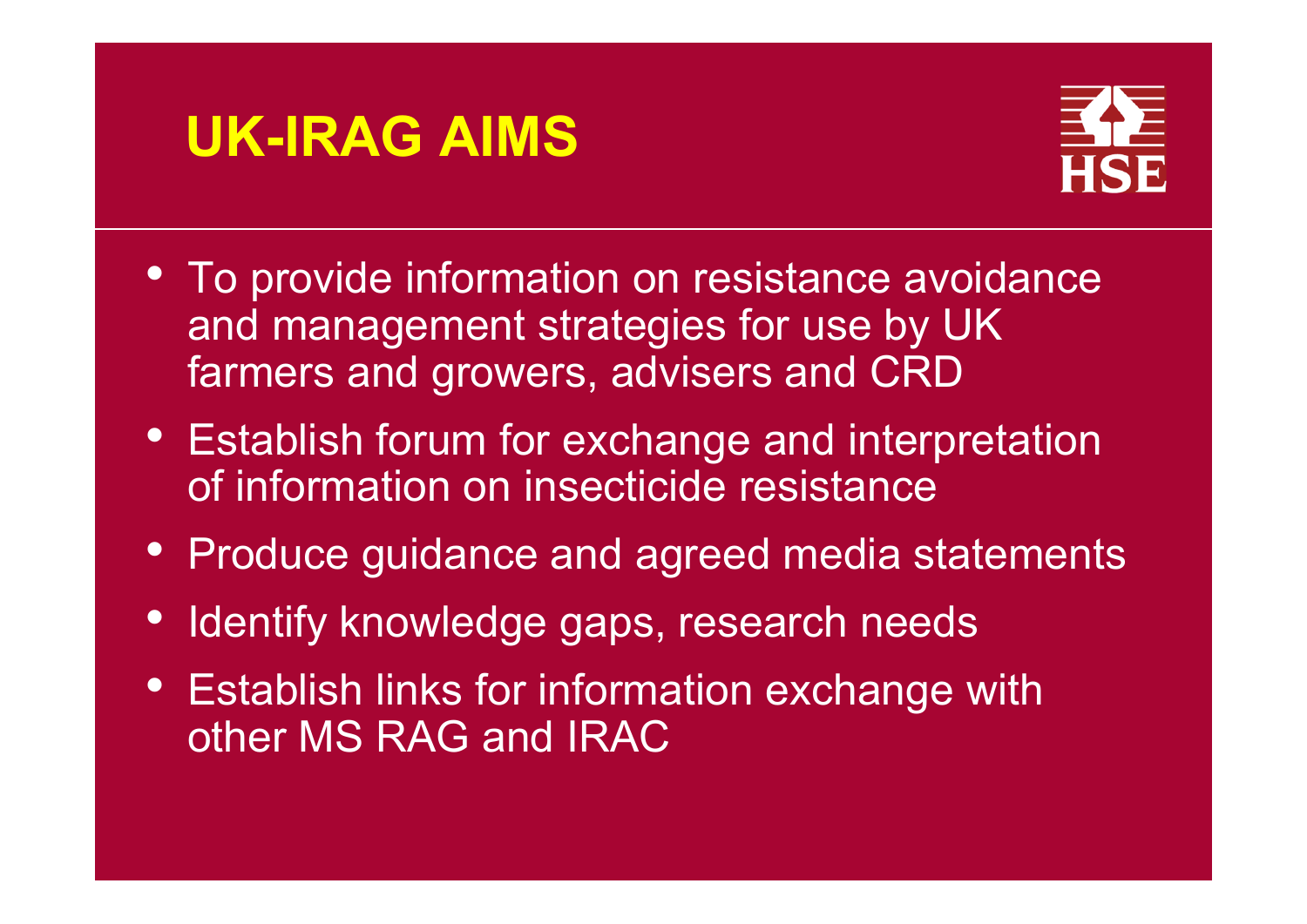# UK-IRAG AIMS

- To provide information on resistance avoidance and management strategies for use by UK farmers and growers, advisers and CRD
- Establish forum for exchange and interpretation of information on insecticide resistance
- Produce guidance and agreed media statements
- Identify knowledge gaps, research needs
- Establish links for information exchange with other MS RAG and IRAC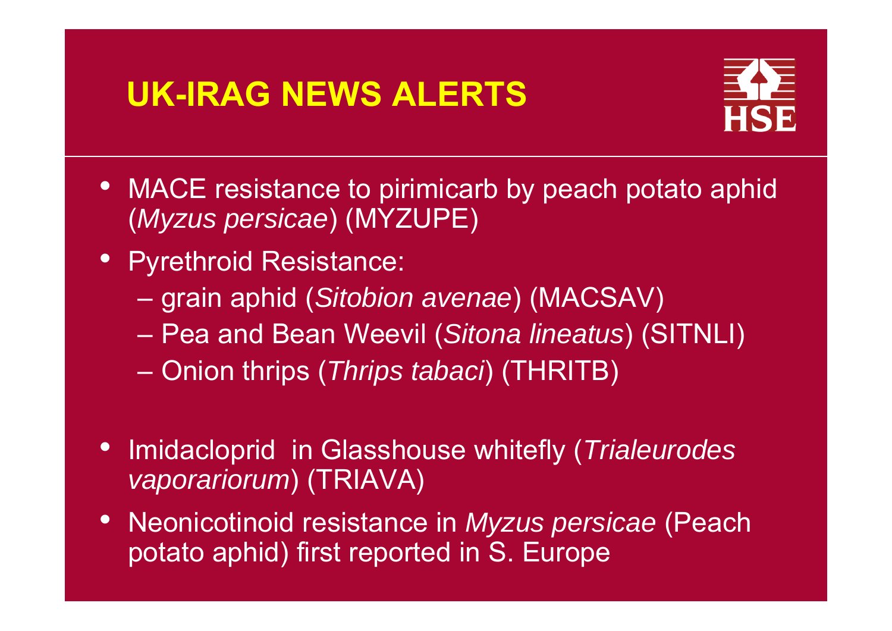# UK-IRAG NEWS ALERTS

- MACE resistance to pirimicarb by peach potato aphid (*Myzus persicae*) (MYZUPE)
- Pyrethroid Resistance:
  - grain aphid (*Sitobion avenae*) (MACSAV)
  - Pea and Bean Weevil (*Sitona lineatus*) (SITNLI)
  - Onion thrips (*Thrips tabaci*) (THRITB)
- Imidacloprid in Glasshouse whitefly (*Trialeurodes vaporariorum*) (TRIAVA)
- Neonicotinoid resistance in *Myzus persicae* (Peach potato aphid) first reported in S. Europe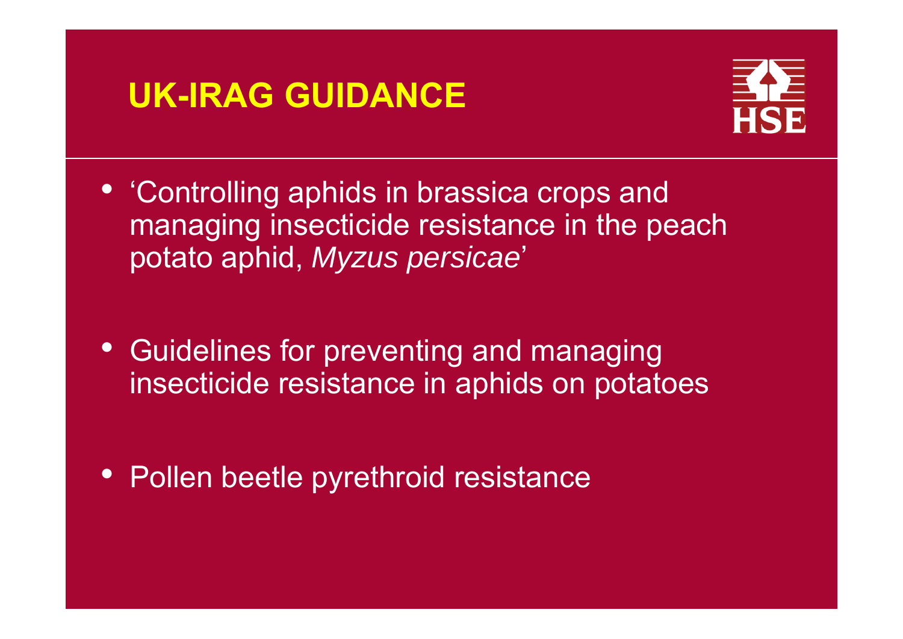# UK-IRAG GUIDANCE

- 'Controlling aphids in brassica crops and managing insecticide resistance in the peach potato aphid, *Myzus persicae*'

- Guidelines for preventing and managing insecticide resistance in aphids on potatoes

- Pollen beetle pyrethroid resistance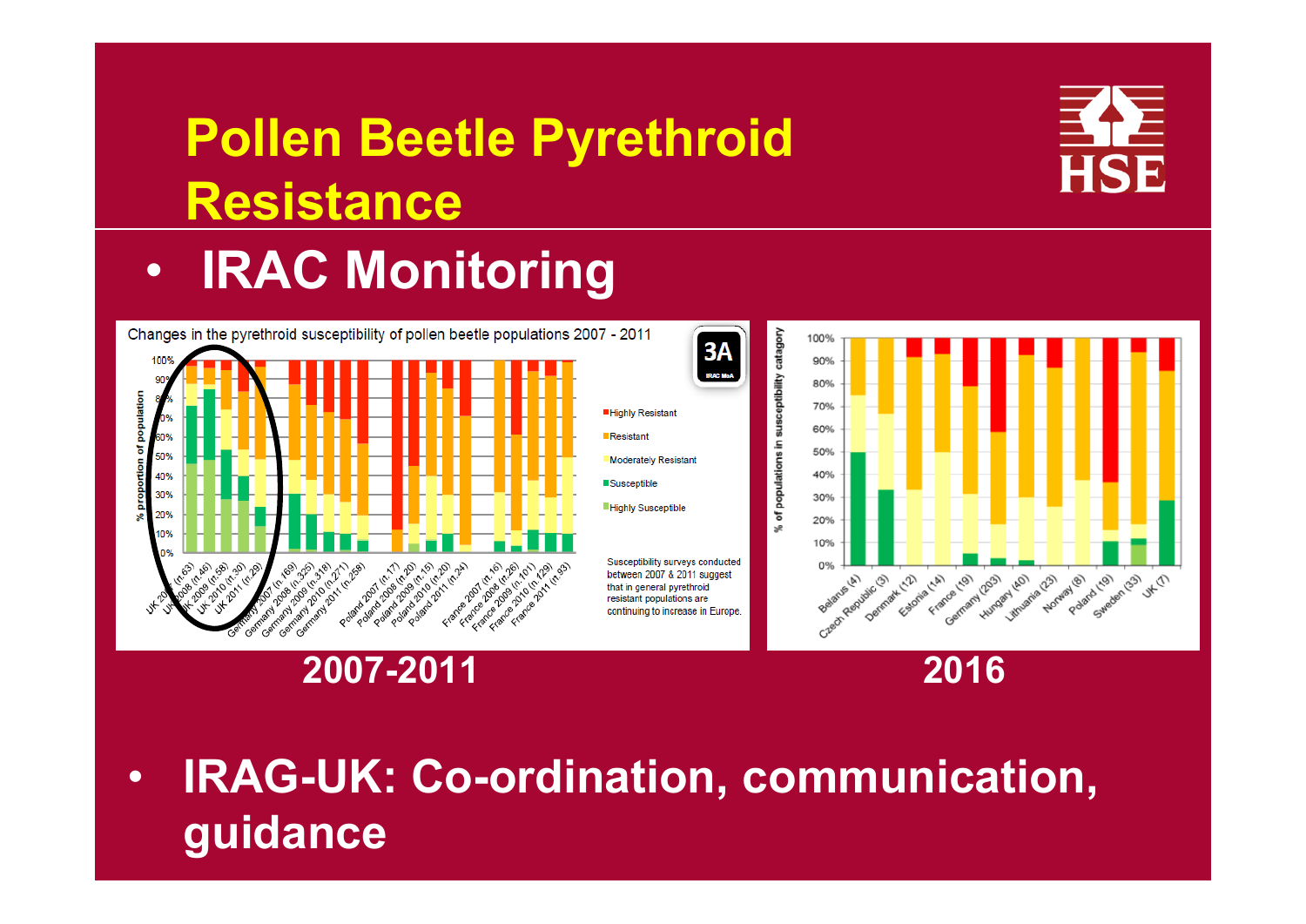# Pollen Beetle Pyrethroid Resistance

- **IRAC Monitoring**

Changes in the pyrethroid susceptibility of pollen beetle populations 2007 - 2011

Susceptibility surveys conducted between 2007 & 2011 suggest that in general pyrethroid resistant populations are continuing to increase in Europe.

**2007-2011**

**2016**

- **IRAG-UK: Co-ordination, communication, guidance**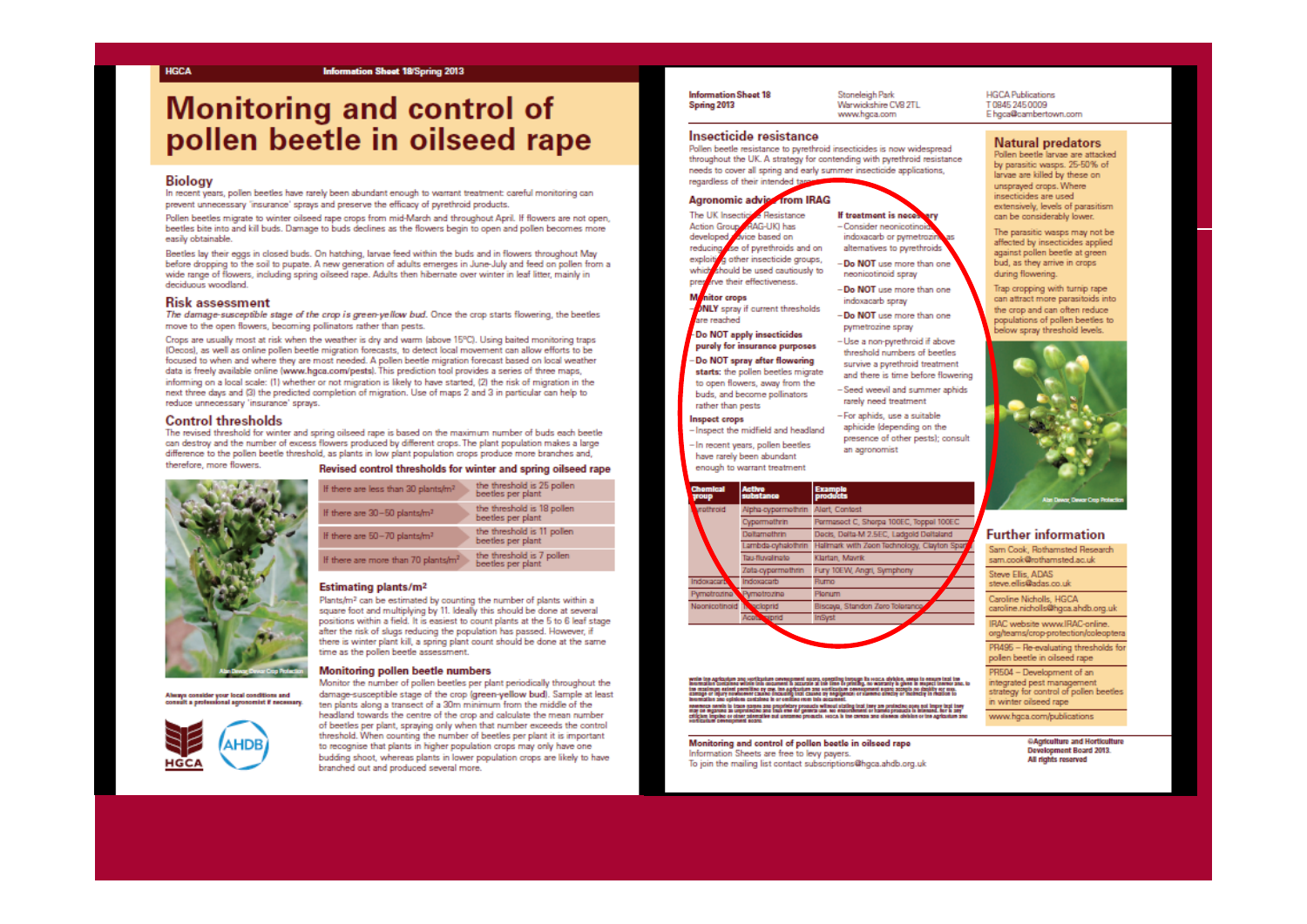# Monitoring and control of pollen beetle in oilseed rape

## Biology

In recent years, pollen beetles have rarely been abundant enough to warrant treatment: careful monitoring can prevent unnecessary 'insurance' sprays and preserve the efficacy of pyrethroid products.

Pollen beetles migrate to winter oilseed rape crops from mid-March and throughout April. If flowers are not open, beetles bite into and kill buds. Damage to buds declines as the flowers begin to open and pollen becomes more easily obtainable.

Beetles lay their eggs in closed buds. On hatching, larvae feed within the buds and in flowers throughout May before dropping to the soil to pupate. A new generation of adults emerges in June-July and feed on pollen from a wide range of flowers, including spring oilseed rape. Adults then hibernate over winter in leaf litter, mainly in deciduous woodland.

## Risk assessment

*The damage-susceptible stage of the crop is green-yellow bud.* Once the crop starts flowering, the beetles move to the open flowers, becoming pollinators rather than pests.

Crops are usually most at risk when the weather is dry and warm (above 15ºC). Using baited monitoring traps (Oecos), as well as online pollen beetle migration forecasts, to detect local movement can allow efforts to be focused to when and where they are most needed. A pollen beetle migration forecast based on local weather data is freely available online (www.hgca.com/pests). This prediction tool provides a series of three maps, informing on a local scale: (1) whether or not migration is likely to have started, (2) the risk of migration in the next three days and (3) the predicted completion of migration. Use of maps 2 and 3 in particular can help to reduce unnecessary 'insurance' sprays.

## Control thresholds

The revised threshold for winter and spring oilseed rape is based on the maximum number of buds each beetle can destroy and the number of excess flowers produced by different crops. The plant population makes a large difference to the pollen beetle threshold, as plants in low plant population crops produce more branches and, therefore, more flowers.

**Revised control thresholds for winter and spring oilseed rape**

| | |
|---|---|
| If there are less than 30 plants/m² | the threshold is 25 pollen beetles per plant |
| If there are 30–50 plants/m² | the threshold is 18 pollen beetles per plant |
| If there are 50–70 plants/m² | the threshold is 11 pollen beetles per plant |
| If there are more than 70 plants/m² | the threshold is 7 pollen beetles per plant |

Alan Dewar, Dewar Crop Protection

**Always consider your local conditions and consult a professional agronomist if necessary.**

### Estimating plants/m²

Plants/m² can be estimated by counting the number of plants within a square foot and multiplying by 11. Ideally this should be done at several positions within a field. It is easiest to count plants at the 5 to 6 leaf stage after the risk of slugs reducing the population has passed. However, if there is winter plant kill, a spring plant count should be done at the same time as the pollen beetle assessment.

### Monitoring pollen beetle numbers

Monitor the number of pollen beetles per plant periodically throughout the damage-susceptible stage of the crop (green-yellow bud). Sample at least ten plants along a transect of a 30m minimum from the middle of the headland towards the centre of the crop and calculate the mean number of beetles per plant, spraying only when that number exceeds the control threshold. When counting the number of beetles per plant it is important to recognise that plants in higher population crops may only have one budding shoot, whereas plants in lower population crops are likely to have branched out and produced several more.

HGCA AHDB

## Insecticide resistance

Pollen beetle resistance to pyrethroid insecticides is now widespread throughout the UK. A strategy for contending with pyrethroid resistance needs to cover all spring and early summer insecticide applications, regardless of their intended target.

### Agronomic advice from IRAG

The UK Insecticide Resistance Action Group (IRAG-UK) has developed advice based on reducing use of pyrethroids and on exploiting other insecticide groups, which should be used cautiously to preserve their effectiveness.

**Monitor crops**

– ONLY spray if current thresholds are reached

– **Do NOT apply insecticides purely for insurance purposes**

– **Do NOT spray after flowering starts:** the pollen beetles migrate to open flowers, away from the buds, and become pollinators rather than pests

**Inspect crops**

– Inspect the midfield and headland

– In recent years, pollen beetles have rarely been abundant enough to warrant treatment

**If treatment is necessary**

– Consider neonicotinoid, indoxacarb or pymetrozine as alternatives to pyrethroids

– **Do NOT** use more than one neonicotinoid spray

– **Do NOT** use more than one indoxacarb spray

– **Do NOT** use more than one pymetrozine spray

– Use a non-pyrethroid if above threshold numbers of beetles survive a pyrethroid treatment and there is time before flowering

– Seed weevil and summer aphids rarely need treatment

– For aphids, use a suitable aphicide (depending on the presence of other pests); consult an agronomist

| Chemical group | Active substance | Example products |
|---|---|---|
| Pyrethroid | Alpha-cypermethrin | Alert, Contest |
| | Cypermethrin | Permasect C, Sherpa 100EC, Toppel 100EC |
| | Deltamethrin | Decis, Delta-M 2.5EC, Ladgold Deltaland |
| | Lambda-cyhalothrin | Hallmark with Zeon Technology, Clayton Sparta |
| | Tau-fluvalinate | Klartan, Mavrik |
| | Zeta-cypermethrin | Fury 10EW, Angri, Symphony |
| Indoxacarb | Indoxacarb | Rumo |
| Pymetrozine | Pymetrozine | Plenum |
| Neonicotinoid | Thiacloprid | Biscaya, Standon Zero Tolerance |
| | Acetamiprid | InSyst |

## Natural predators

Pollen beetle larvae are attacked by parasitic wasps. 25-50% of larvae are killed by these on unsprayed crops. Where insecticides are used extensively, levels of parasitism can be considerably lower.

The parasitic wasps may not be affected by insecticides applied against pollen beetle at green bud, as they arrive in crops during flowering.

Trap cropping with turnip rape can attract more parasitoids into the crop and can often reduce populations of pollen beetles to below spray threshold levels.

Alan Dewar, Dewar Crop Protection

## Further information

Sam Cook, Rothamsted Research
sam.cook@rothamsted.ac.uk

Steve Ellis, ADAS
steve.ellis@adas.co.uk

Caroline Nicholls, HGCA
caroline.nicholls@hgca.ahdb.org.uk

IRAC website www.IRAC-online.org/teams/crop-protection/coleoptera

PR495 – Re-evaluating thresholds for pollen beetle in oilseed rape

PR504 – Development of an integrated pest management strategy for control of pollen beetles in winter oilseed rape

www.hgca.com/publications

**Monitoring and control of pollen beetle in oilseed rape**
Information Sheets are free to levy payers.
To join the mailing list contact subscriptions@hgca.ahdb.org.uk

**©Agriculture and Horticulture Development Board 2013. All rights reserved**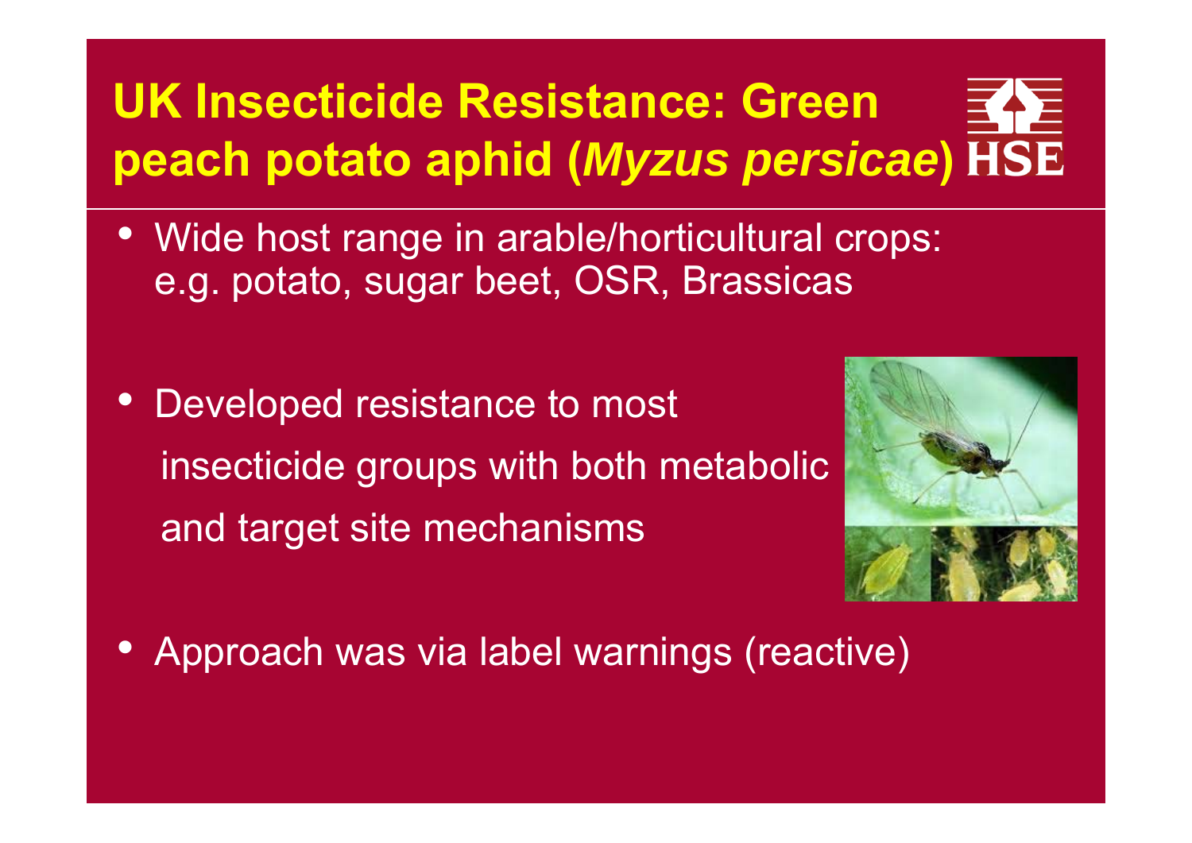# UK Insecticide Resistance: Green peach potato aphid (*Myzus persicae*)

- Wide host range in arable/horticultural crops: e.g. potato, sugar beet, OSR, Brassicas
- Developed resistance to most insecticide groups with both metabolic and target site mechanisms
- Approach was via label warnings (reactive)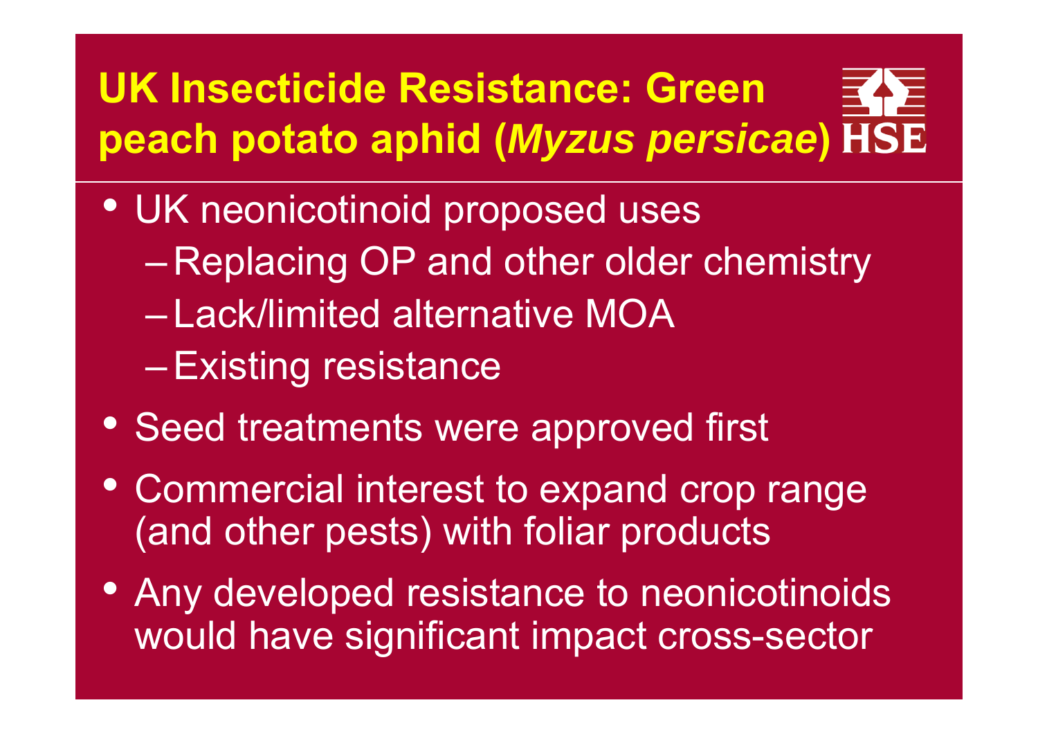# UK Insecticide Resistance: Green peach potato aphid (*Myzus persicae*)

- UK neonicotinoid proposed uses
  - Replacing OP and other older chemistry
  - Lack/limited alternative MOA
  - Existing resistance
- Seed treatments were approved first
- Commercial interest to expand crop range (and other pests) with foliar products
- Any developed resistance to neonicotinoids would have significant impact cross-sector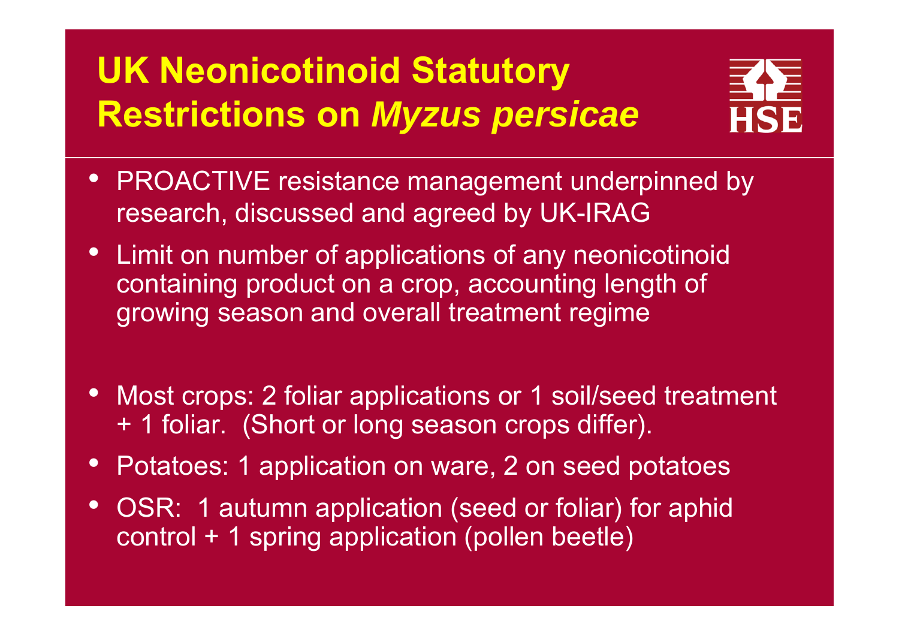# UK Neonicotinoid Statutory Restrictions on *Myzus persicae*

- PROACTIVE resistance management underpinned by research, discussed and agreed by UK-IRAG
- Limit on number of applications of any neonicotinoid containing product on a crop, accounting length of growing season and overall treatment regime

- Most crops: 2 foliar applications or 1 soil/seed treatment + 1 foliar. (Short or long season crops differ).
- Potatoes: 1 application on ware, 2 on seed potatoes
- OSR: 1 autumn application (seed or foliar) for aphid control + 1 spring application (pollen beetle)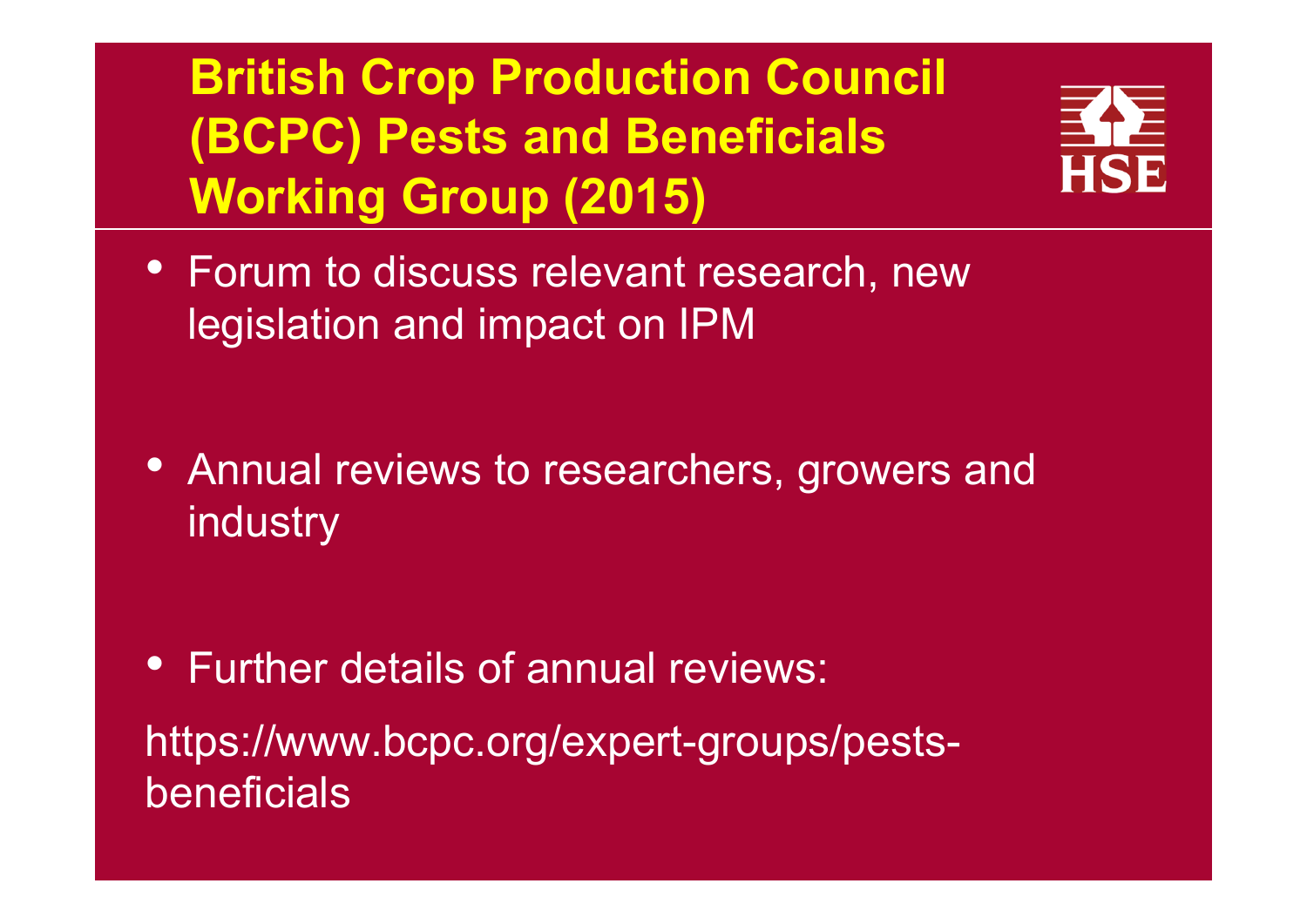# British Crop Production Council (BCPC) Pests and Beneficials Working Group (2015)

- Forum to discuss relevant research, new legislation and impact on IPM
- Annual reviews to researchers, growers and industry
- Further details of annual reviews:

https://www.bcpc.org/expert-groups/pests-beneficials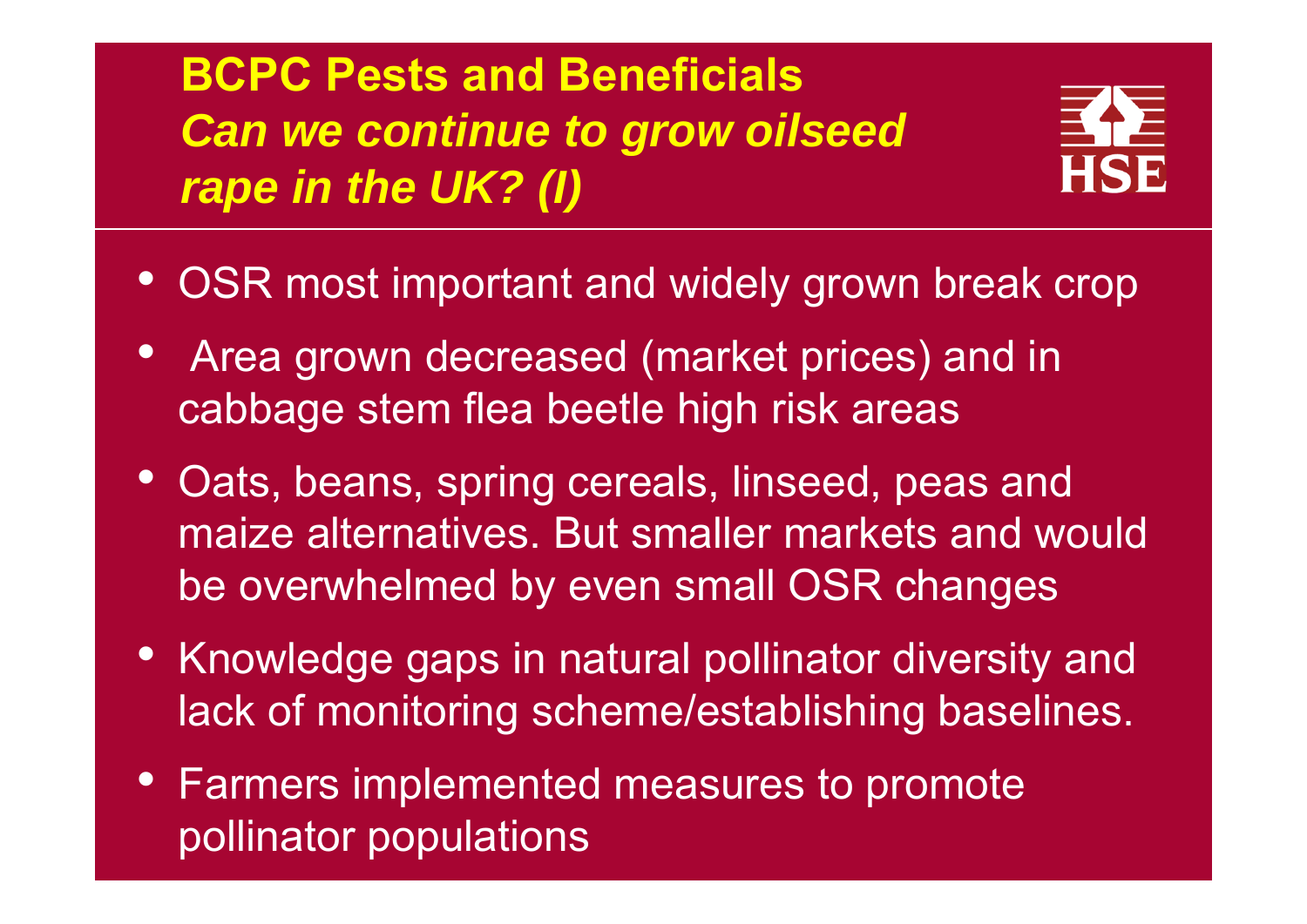# BCPC Pests and Beneficials

## *Can we continue to grow oilseed rape in the UK? (I)*

- OSR most important and widely grown break crop
- Area grown decreased (market prices) and in cabbage stem flea beetle high risk areas
- Oats, beans, spring cereals, linseed, peas and maize alternatives. But smaller markets and would be overwhelmed by even small OSR changes
- Knowledge gaps in natural pollinator diversity and lack of monitoring scheme/establishing baselines.
- Farmers implemented measures to promote pollinator populations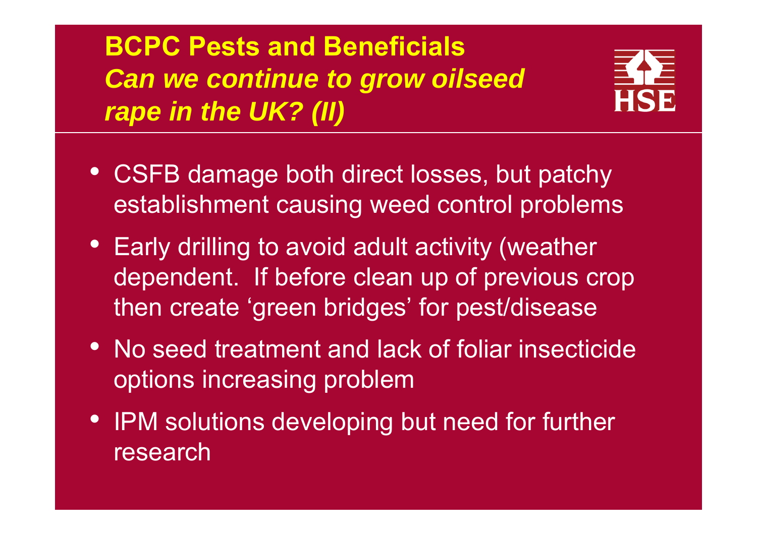# **BCPC Pests and Beneficials**
## ***Can we continue to grow oilseed rape in the UK? (II)***

- CSFB damage both direct losses, but patchy establishment causing weed control problems
- Early drilling to avoid adult activity (weather dependent. If before clean up of previous crop then create 'green bridges' for pest/disease
- No seed treatment and lack of foliar insecticide options increasing problem
- IPM solutions developing but need for further research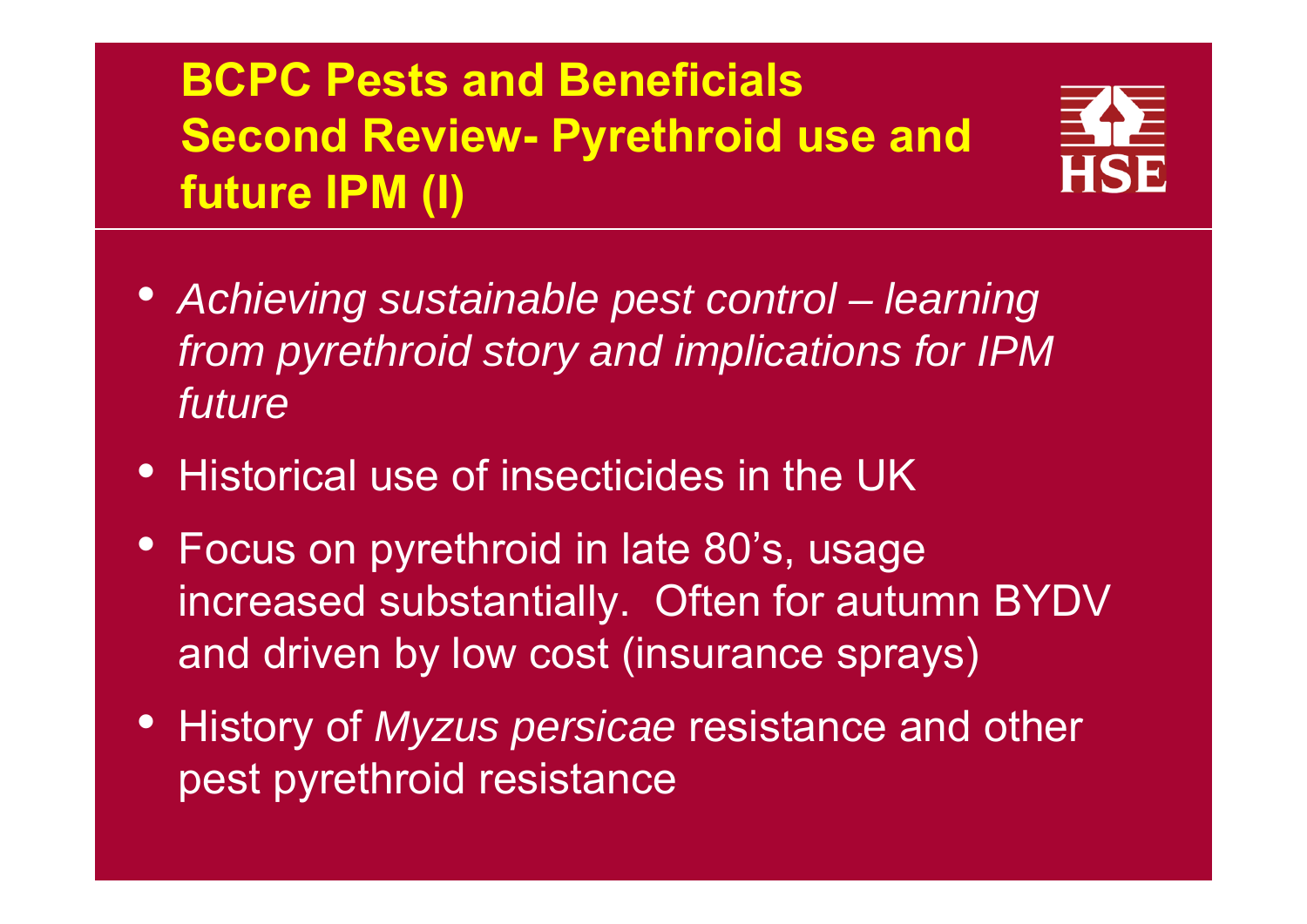# BCPC Pests and Beneficials Second Review- Pyrethroid use and future IPM (I)

- *Achieving sustainable pest control – learning from pyrethroid story and implications for IPM future*
- Historical use of insecticides in the UK
- Focus on pyrethroid in late 80's, usage increased substantially. Often for autumn BYDV and driven by low cost (insurance sprays)
- History of *Myzus persicae* resistance and other pest pyrethroid resistance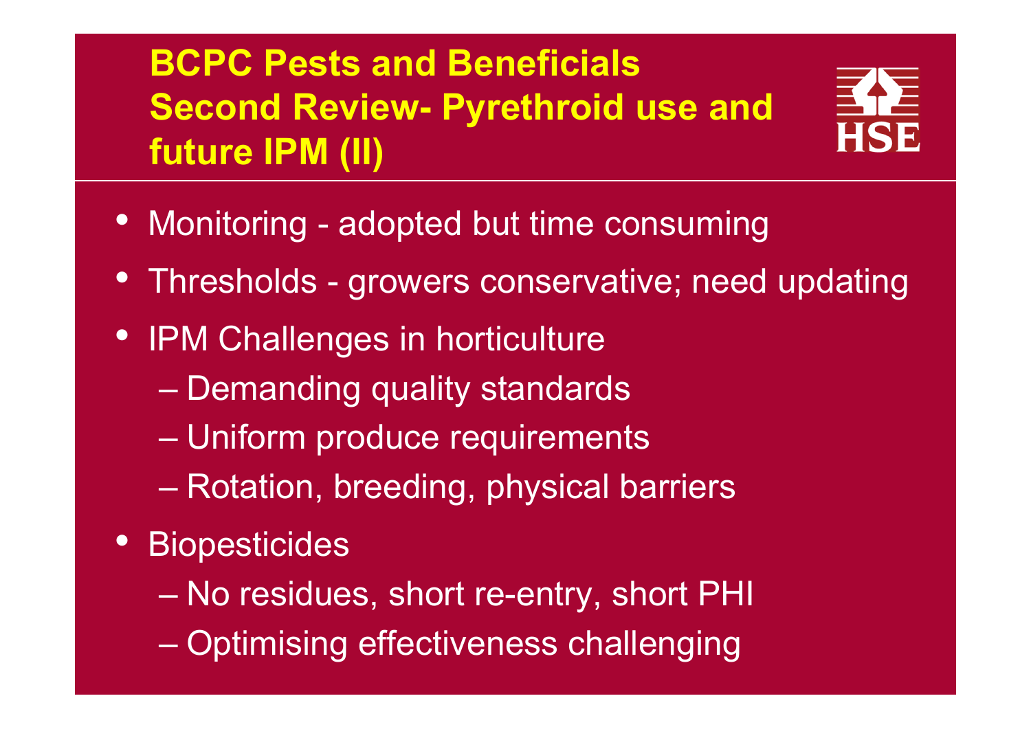# BCPC Pests and Beneficials Second Review- Pyrethroid use and future IPM (II)

- Monitoring - adopted but time consuming
- Thresholds - growers conservative; need updating
- IPM Challenges in horticulture
  - Demanding quality standards
  - Uniform produce requirements
  - Rotation, breeding, physical barriers
- Biopesticides
  - No residues, short re-entry, short PHI
  - Optimising effectiveness challenging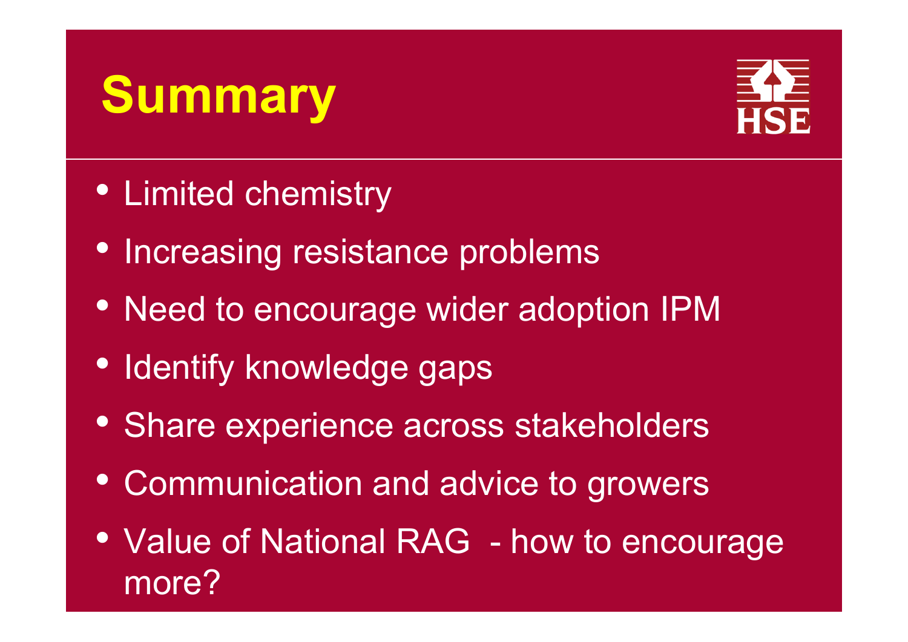# Summary

- Limited chemistry
- Increasing resistance problems
- Need to encourage wider adoption IPM
- Identify knowledge gaps
- Share experience across stakeholders
- Communication and advice to growers
- Value of National RAG - how to encourage more?